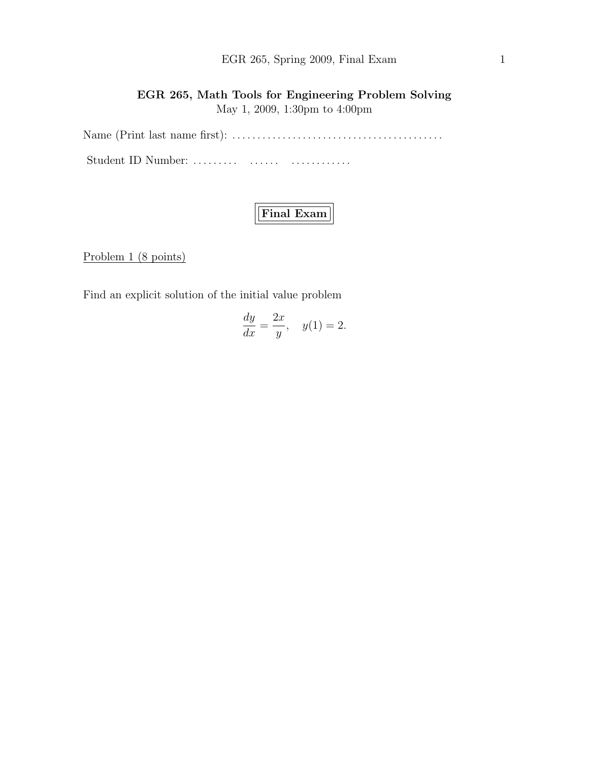# EGR 265, Math Tools for Engineering Problem Solving

May 1, 2009, 1:30pm to 4:00pm

Name (Print last name first): . . . . . . . . . . . . . . . . . . . . . . . . . . . . . . . . . . . . . . . . .

Student ID Number: . . . . . . . . .    . . . . . .    . . . . . . . . . . . .

## Final Exam

Problem 1 (8 points)

Find an explicit solution of the initial value problem

$$\frac{dy}{dx} = \frac{2x}{y}, \quad y(1) = 2.$$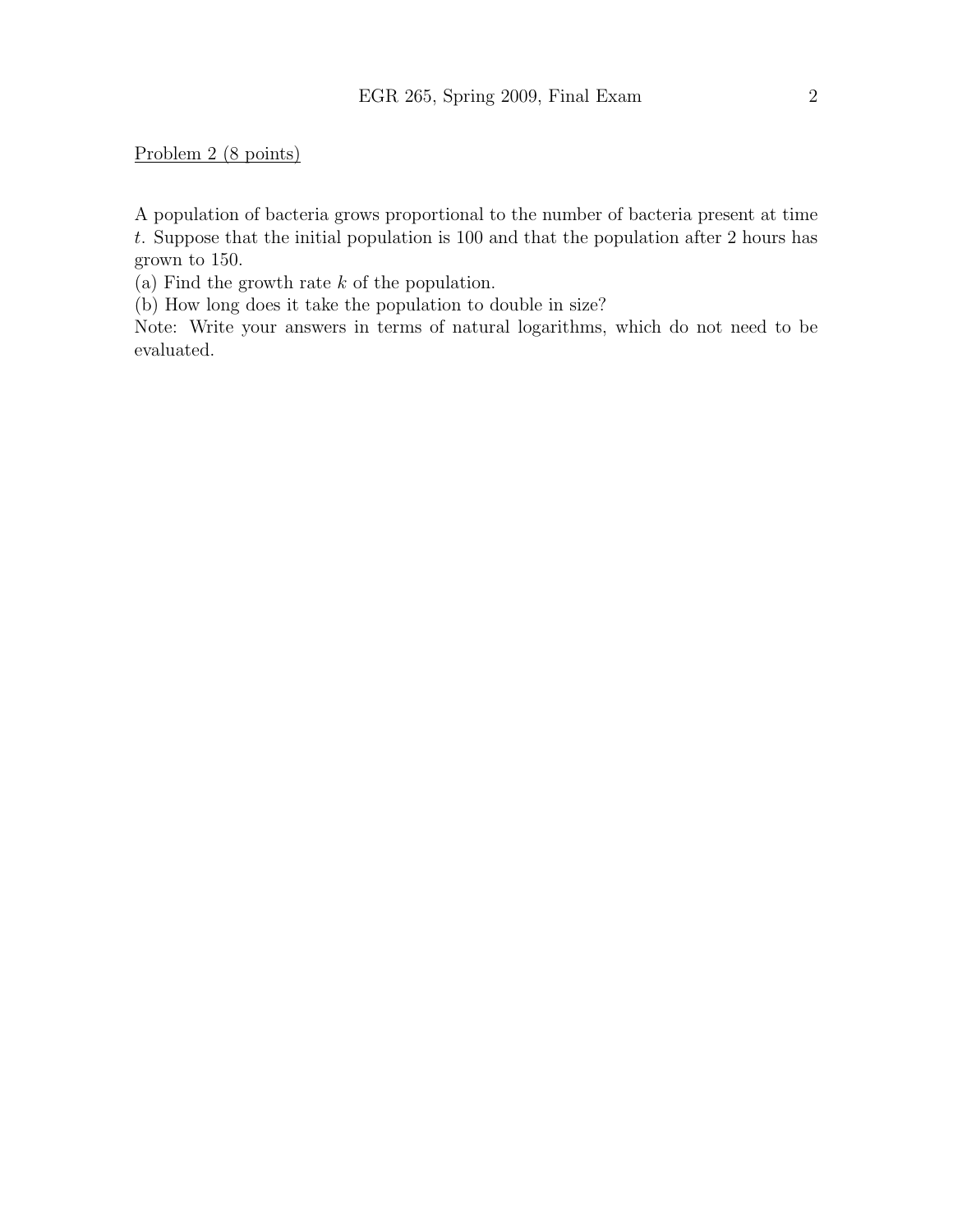Problem 2 (8 points)

A population of bacteria grows proportional to the number of bacteria present at time $t$. Suppose that the initial population is 100 and that the population after 2 hours has grown to 150.

(a) Find the growth rate $k$ of the population.

(b) How long does it take the population to double in size?

Note: Write your answers in terms of natural logarithms, which do not need to be evaluated.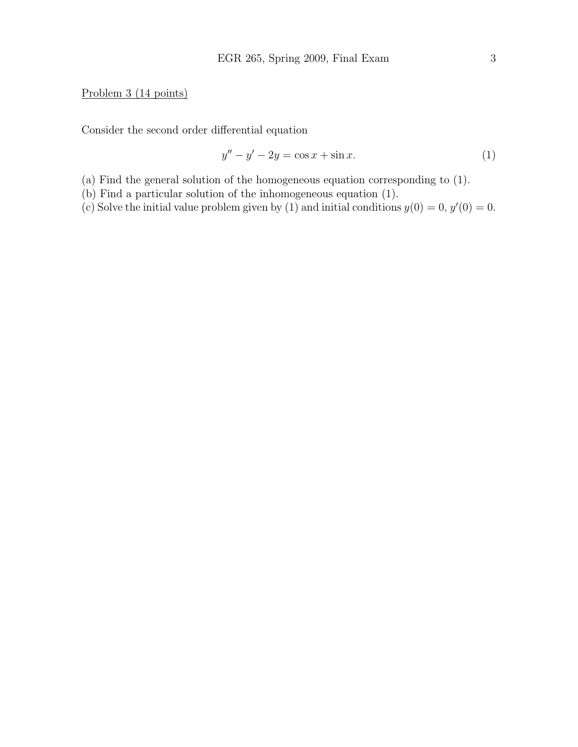Problem 3 (14 points)

Consider the second order differential equation

$$y'' - y' - 2y = \cos x + \sin x. \tag{1}$$

(a) Find the general solution of the homogeneous equation corresponding to (1).
(b) Find a particular solution of the inhomogeneous equation (1).
(c) Solve the initial value problem given by (1) and initial conditions $y(0) = 0$, $y'(0) = 0$.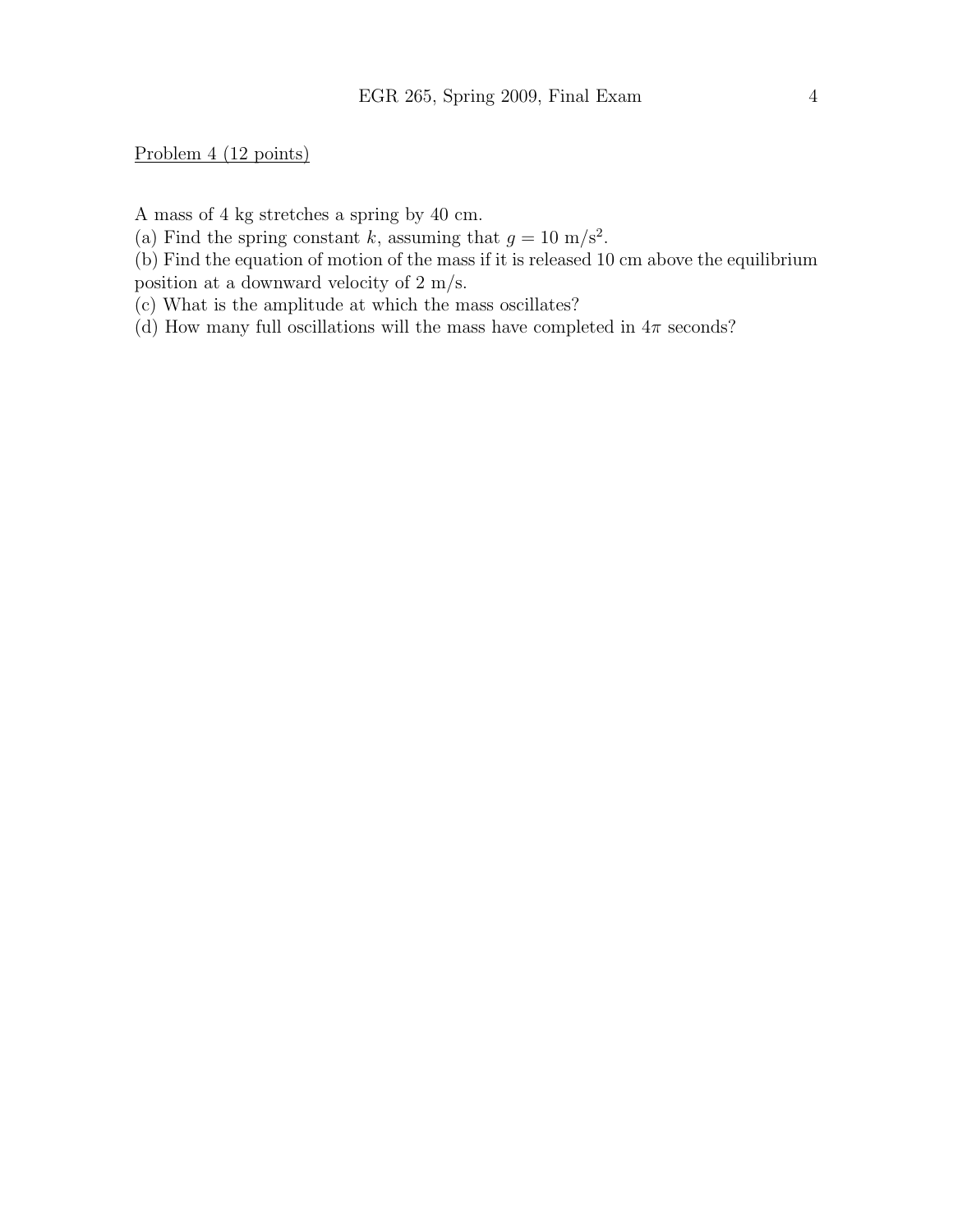Problem 4 (12 points)

A mass of 4 kg stretches a spring by 40 cm.

(a) Find the spring constant $k$, assuming that $g = 10$ m/s$^2$.

(b) Find the equation of motion of the mass if it is released 10 cm above the equilibrium position at a downward velocity of 2 m/s.

(c) What is the amplitude at which the mass oscillates?

(d) How many full oscillations will the mass have completed in $4\pi$ seconds?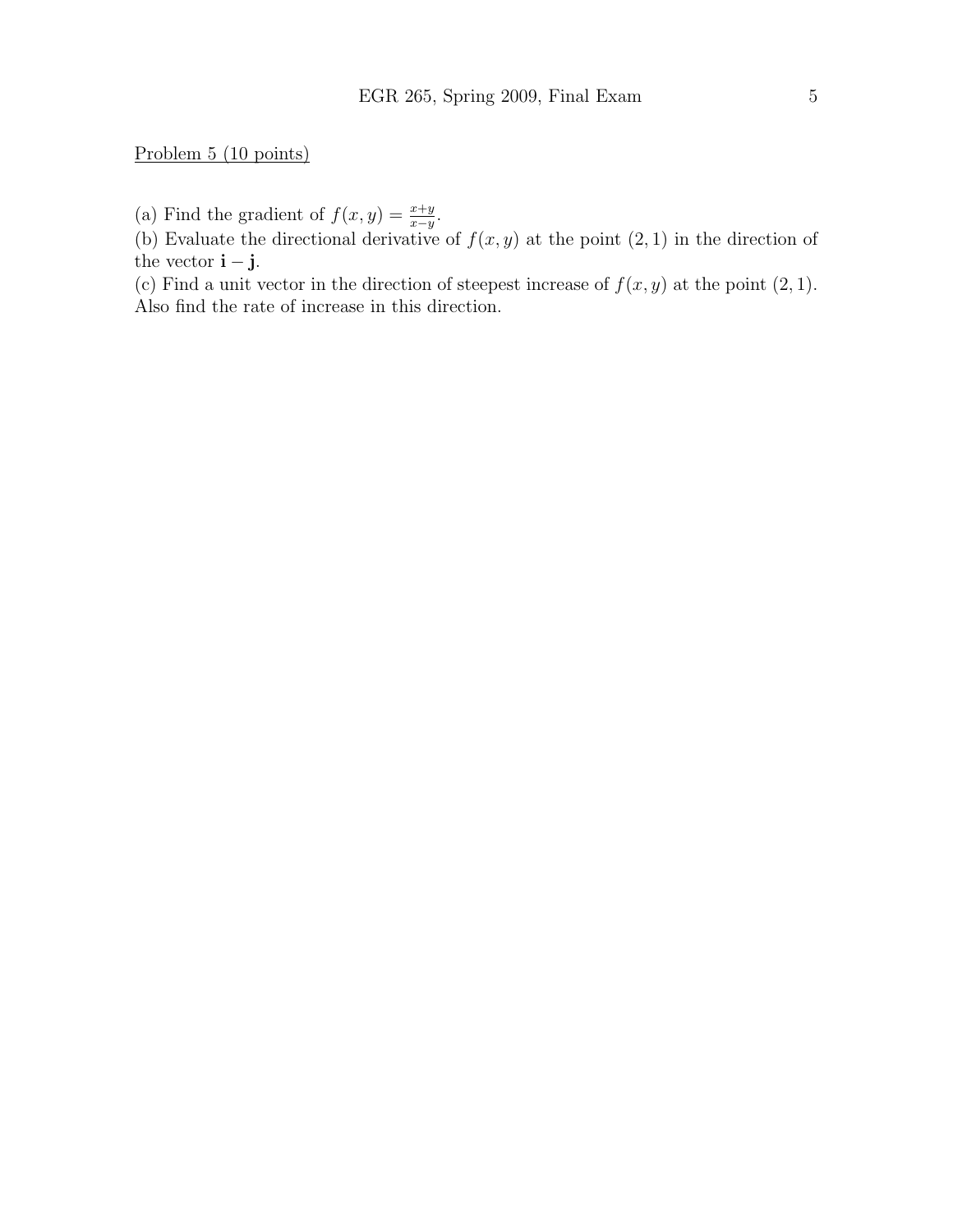Problem 5 (10 points)

(a) Find the gradient of $f(x, y) = \frac{x+y}{x-y}$.
(b) Evaluate the directional derivative of $f(x, y)$ at the point $(2, 1)$ in the direction of the vector $\mathbf{i} - \mathbf{j}$.
(c) Find a unit vector in the direction of steepest increase of $f(x, y)$ at the point $(2, 1)$. Also find the rate of increase in this direction.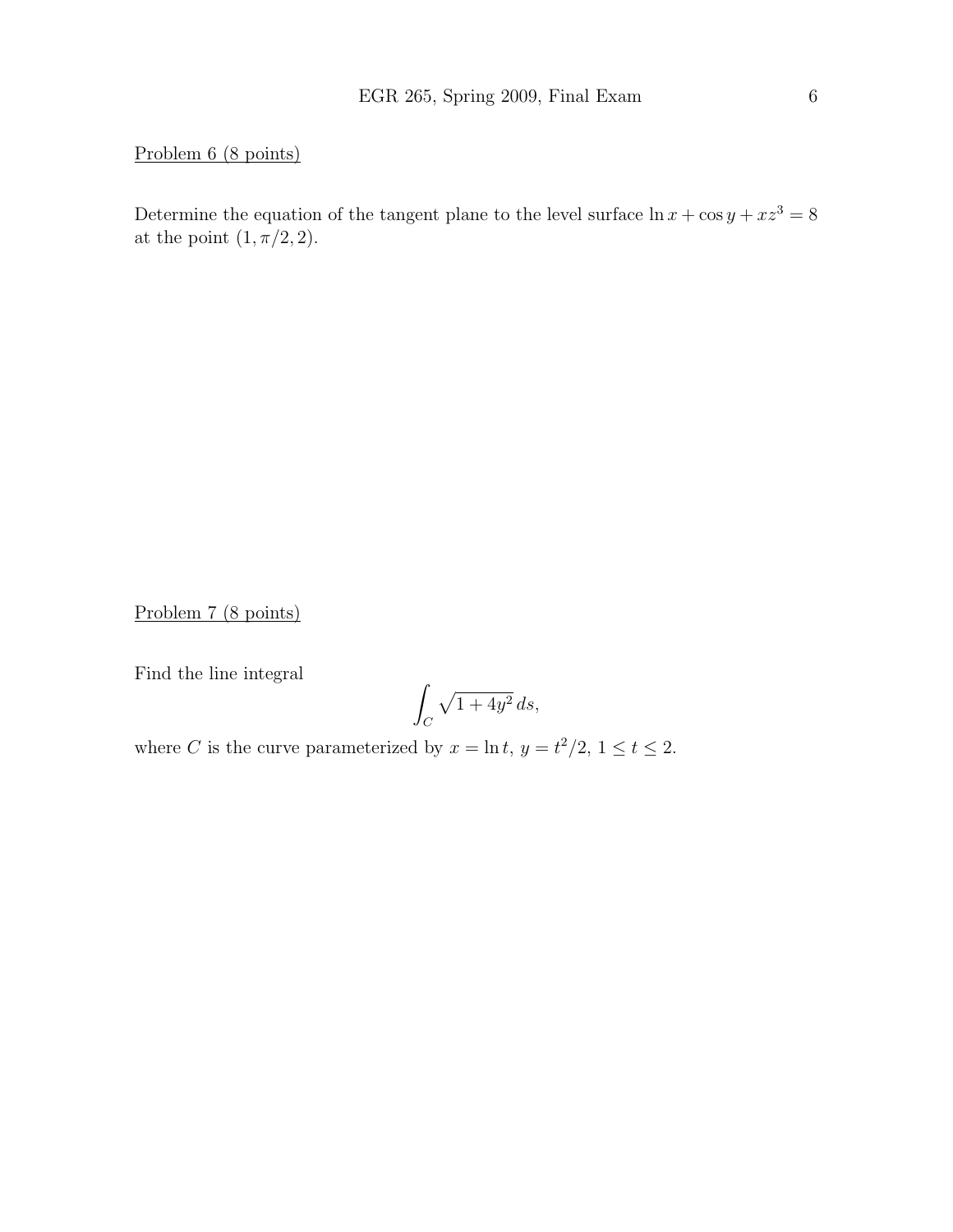Problem 6 (8 points)

Determine the equation of the tangent plane to the level surface $\ln x + \cos y + xz^3 = 8$ at the point $(1, \pi/2, 2)$.

Problem 7 (8 points)

Find the line integral

$$\int_C \sqrt{1 + 4y^2}\, ds,$$

where $C$ is the curve parameterized by $x = \ln t$, $y = t^2/2$, $1 \le t \le 2$.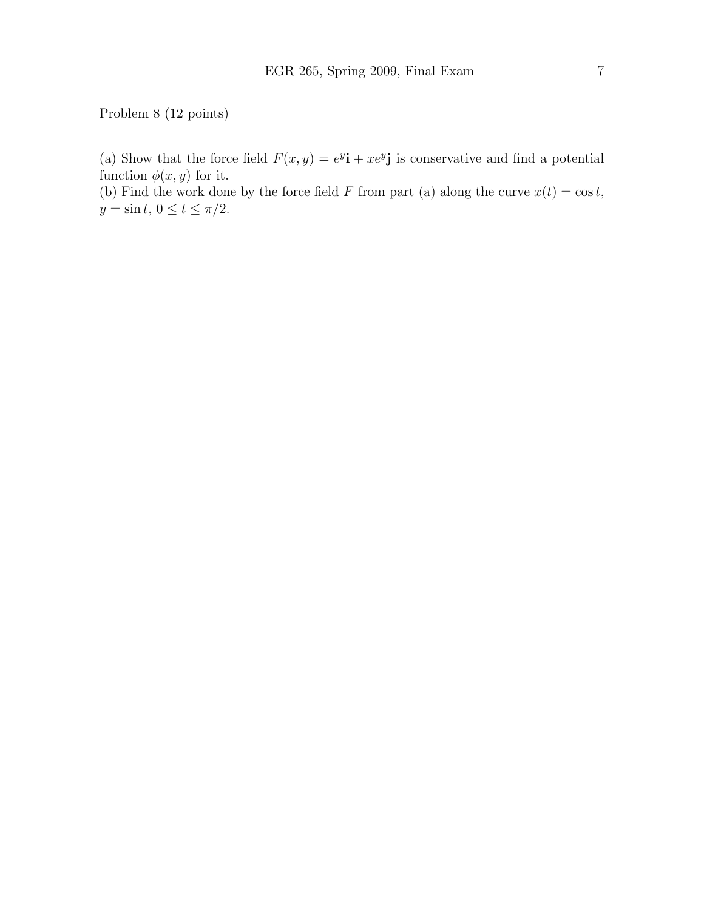Problem 8 (12 points)

(a) Show that the force field $F(x, y) = e^y\mathbf{i} + xe^y\mathbf{j}$ is conservative and find a potential function $\phi(x, y)$ for it.
(b) Find the work done by the force field $F$ from part (a) along the curve $x(t) = \cos t$, $y = \sin t$, $0 \leq t \leq \pi/2$.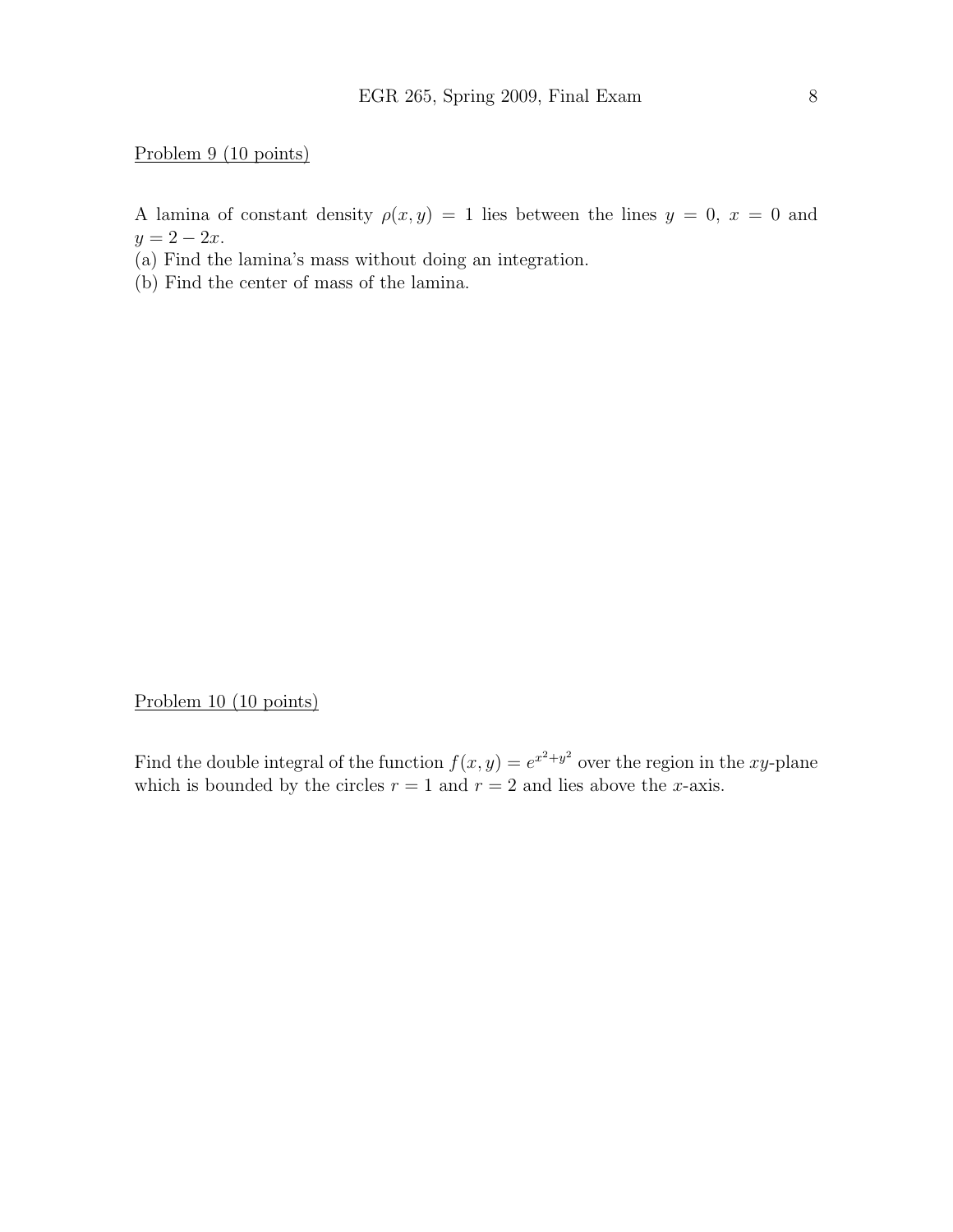Problem 9 (10 points)

A lamina of constant density $\rho(x, y) = 1$ lies between the lines $y = 0$, $x = 0$ and $y = 2 - 2x$.

(a) Find the lamina's mass without doing an integration.

(b) Find the center of mass of the lamina.

Problem 10 (10 points)

Find the double integral of the function $f(x, y) = e^{x^2+y^2}$ over the region in the $xy$-plane which is bounded by the circles $r = 1$ and $r = 2$ and lies above the $x$-axis.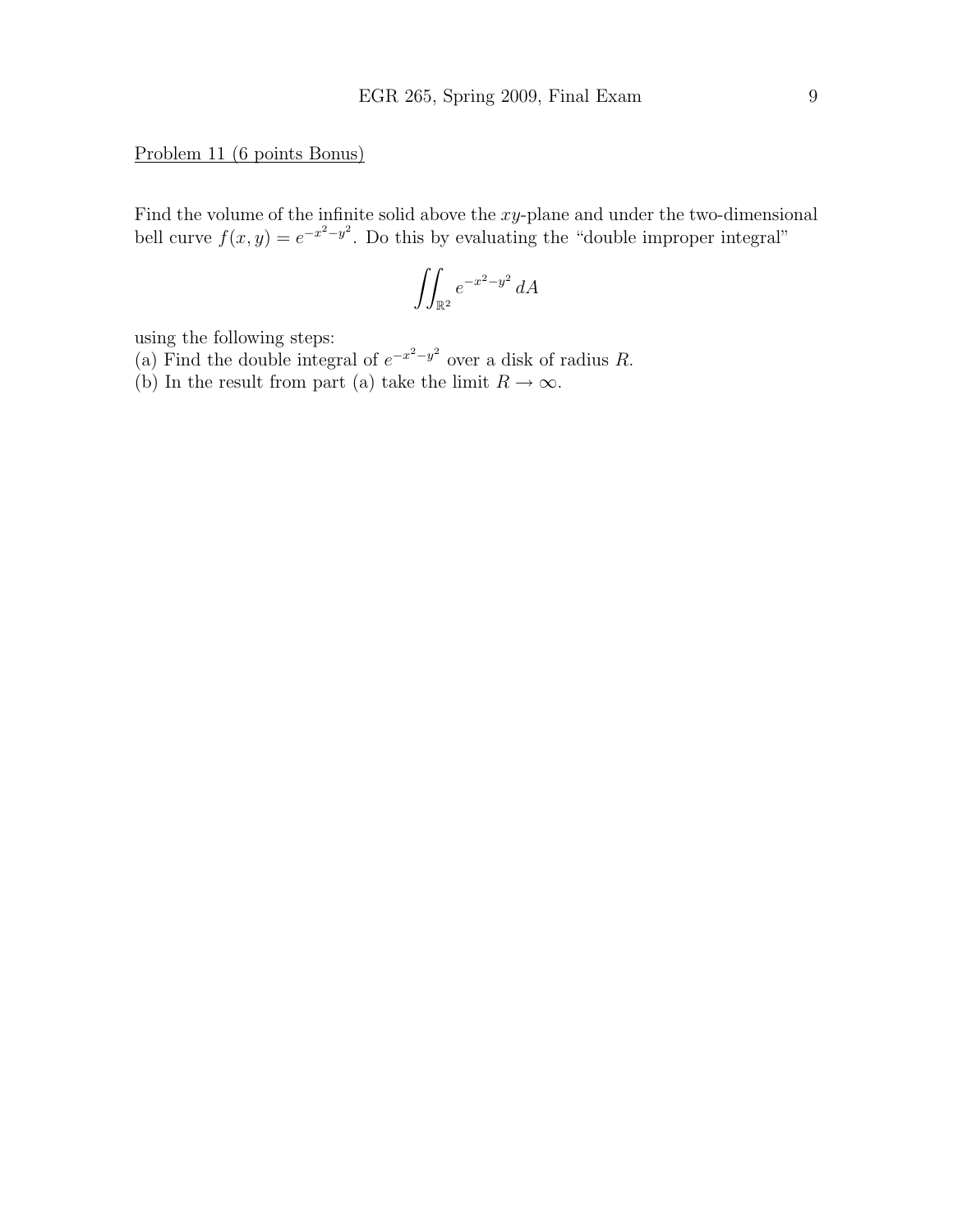Problem 11 (6 points Bonus)

Find the volume of the infinite solid above the $xy$-plane and under the two-dimensional bell curve $f(x, y) = e^{-x^2-y^2}$. Do this by evaluating the "double improper integral"

$$\iint_{\mathbb{R}^2} e^{-x^2-y^2}\, dA$$

using the following steps:

(a) Find the double integral of $e^{-x^2-y^2}$ over a disk of radius $R$.

(b) In the result from part (a) take the limit $R \to \infty$.